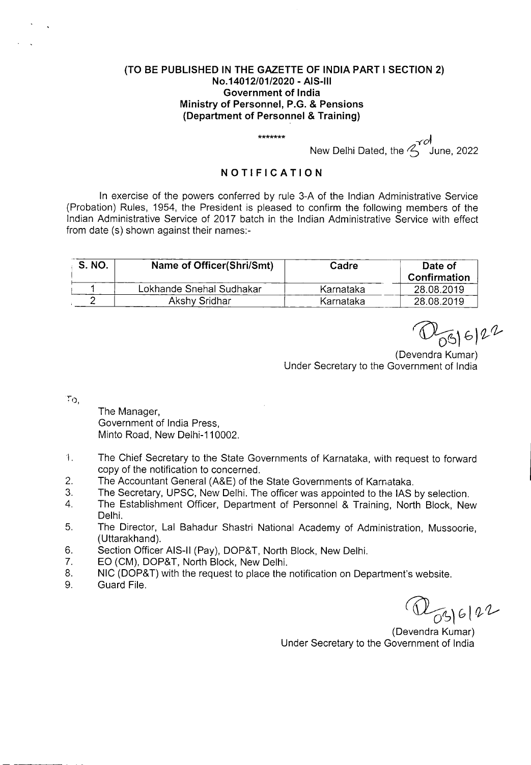**(TO BE PUBLISHED IN THE GAZETTE OF INDIA PART I SECTION 2)**
**No.14012/01/2020 - AIS-III**
**Government of India**
**Ministry of Personnel, P.G. & Pensions**
**(Department of Personnel & Training)**

\*\*\*\*\*\*\*

New Delhi Dated, the 3rd June, 2022

## NOTIFICATION

In exercise of the powers conferred by rule 3-A of the Indian Administrative Service (Probation) Rules, 1954, the President is pleased to confirm the following members of the Indian Administrative Service of 2017 batch in the Indian Administrative Service with effect from date (s) shown against their names:-

| S. NO. | Name of Officer(Shri/Smt) | Cadre | Date of Confirmation |
|---|---|---|---|
| 1 | Lokhande Snehal Sudhakar | Karnataka | 28.08.2019 |
| 2 | Akshy Sridhar | Karnataka | 28.08.2019 |

03/6/22

(Devendra Kumar)
Under Secretary to the Government of India

To,

The Manager,
Government of India Press,
Minto Road, New Delhi-110002.

1. The Chief Secretary to the State Governments of Karnataka, with request to forward copy of the notification to concerned.
2. The Accountant General (A&E) of the State Governments of Karnataka.
3. The Secretary, UPSC, New Delhi. The officer was appointed to the IAS by selection.
4. The Establishment Officer, Department of Personnel & Training, North Block, New Delhi.
5. The Director, Lal Bahadur Shastri National Academy of Administration, Mussoorie, (Uttarakhand).
6. Section Officer AIS-II (Pay), DOP&T, North Block, New Delhi.
7. EO (CM), DOP&T, North Block, New Delhi.
8. NIC (DOP&T) with the request to place the notification on Department's website.
9. Guard File.

03/6/22

(Devendra Kumar)
Under Secretary to the Government of India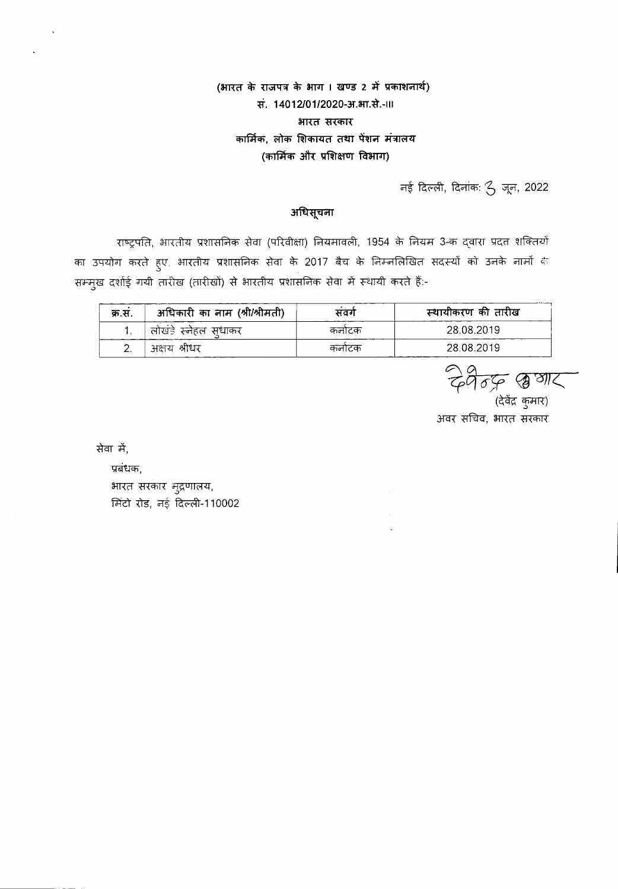**(भारत के राजपत्र के भाग I खण्ड 2 में प्रकाशनार्थ)**

**सं. 14012/01/2020-अ.भा.से.-III**

**भारत सरकार**

**कार्मिक, लोक शिकायत तथा पेंशन मंत्रालय**

**(कार्मिक और प्रशिक्षण विभाग)**

नई दिल्ली, दिनांकः 3 जून, 2022

## अधिसूचना

राष्ट्रपति, भारतीय प्रशासनिक सेवा (परिवीक्षा) नियमावली, 1954 के नियम 3-क द्वारा प्रदत्त शक्तियों का उपयोग करते हुए, भारतीय प्रशासनिक सेवा के 2017 बैच के निम्नलिखित सदस्यों को उनके नामों के सम्मुख दर्शाई गयी तारीख (तारीखों) से भारतीय प्रशासनिक सेवा में स्थायी करते हैं:-

| क्र.सं. | अधिकारी का नाम (श्री/श्रीमती) | संवर्ग | स्थायीकरण की तारीख |
|---|---|---|---|
| 1. | लोखंडे स्नेहल सुधाकर | कर्नाटक | 28.08.2019 |
| 2. | अक्षय श्रीधर | कर्नाटक | 28.08.2019 |

देवेन्द्र कुमार

(देवेंद्र कुमार)

अवर सचिव, भारत सरकार

सेवा में,

प्रबंधक,

भारत सरकार मुद्रणालय,

मिंटो रोड, नई दिल्ली-110002